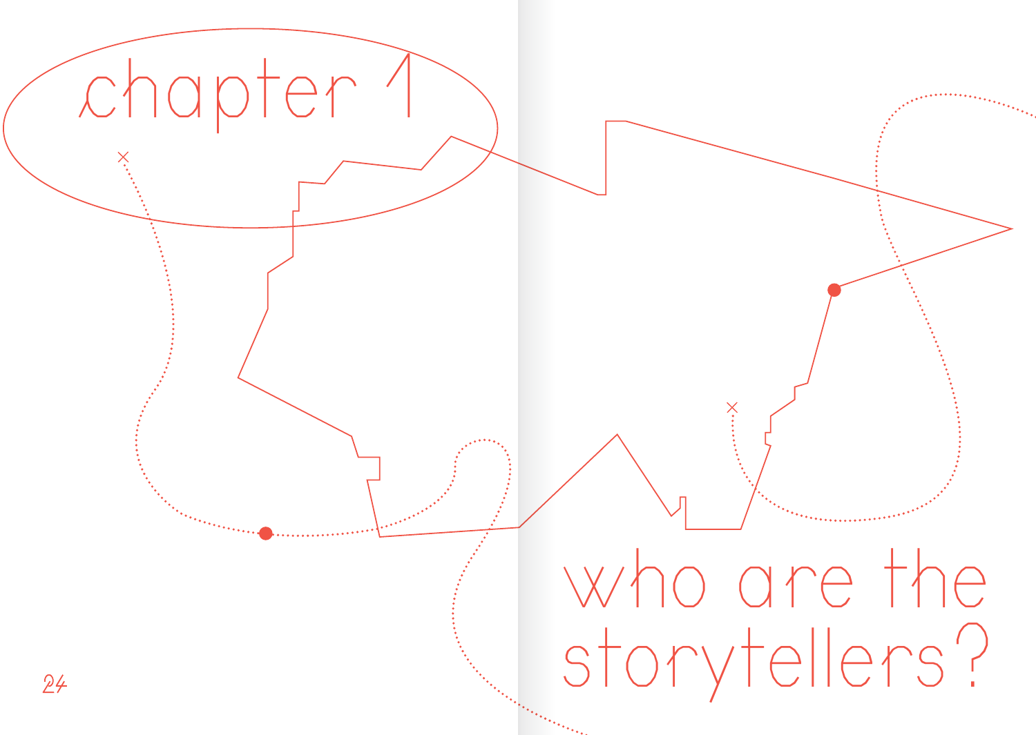# chapter 1

# who are the storytellers?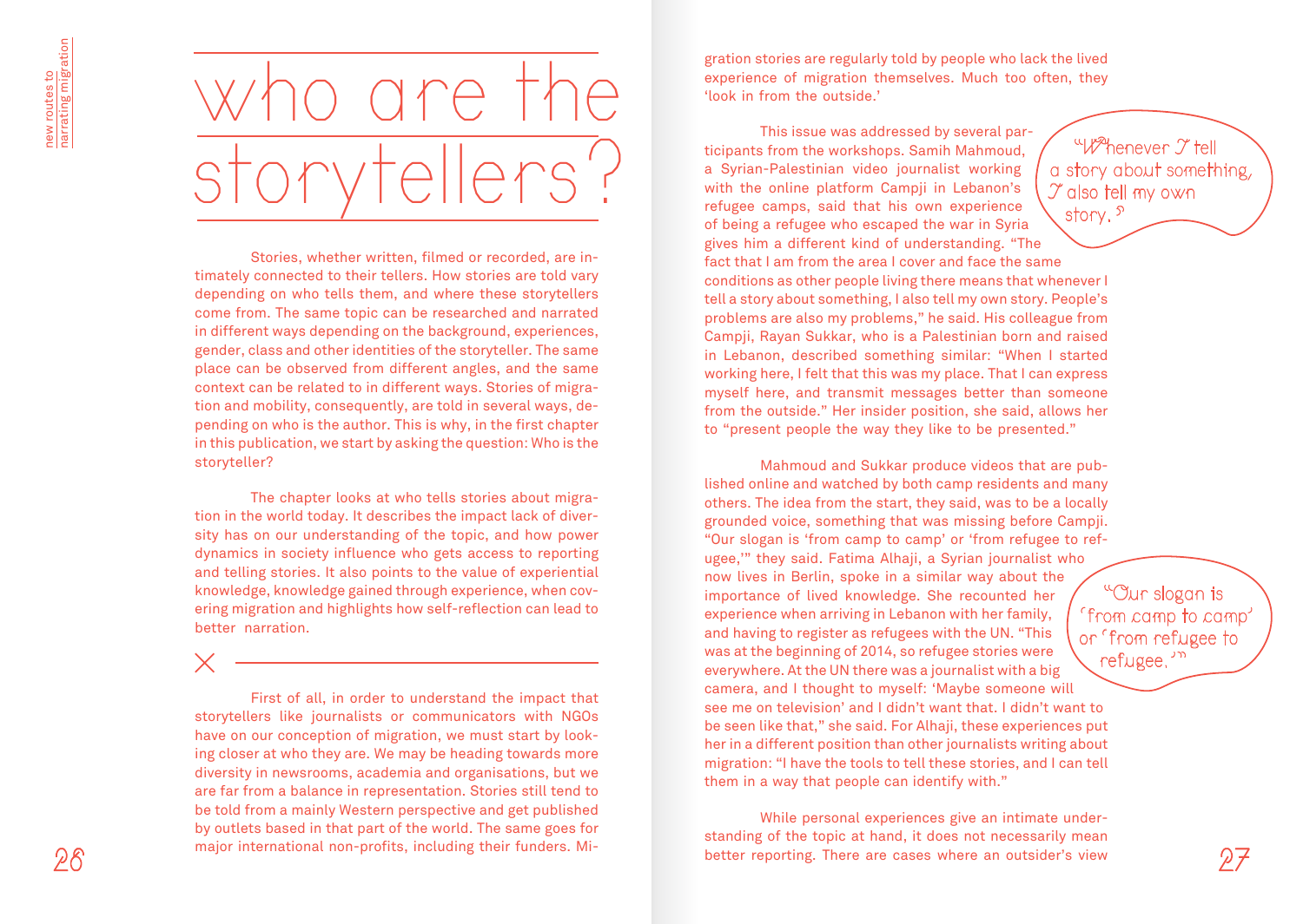# who are the storytellers?

Stories, whether written, filmed or recorded, are intimately connected to their tellers. How stories are told vary depending on who tells them, and where these storytellers come from. The same topic can be researched and narrated in different ways depending on the background, experiences, gender, class and other identities of the storyteller. The same place can be observed from different angles, and the same context can be related to in different ways. Stories of migration and mobility, consequently, are told in several ways, depending on who is the author. This is why, in the first chapter in this publication, we start by asking the question: Who is the storyteller?

The chapter looks at who tells stories about migration in the world today. It describes the impact lack of diversity has on our understanding of the topic, and how power dynamics in society influence who gets access to reporting and telling stories. It also points to the value of experiential knowledge, knowledge gained through experience, when covering migration and highlights how self-reflection can lead to better narration.

First of all, in order to understand the impact that storytellers like journalists or communicators with NGOs have on our conception of migration, we must start by looking closer at who they are. We may be heading towards more diversity in newsrooms, academia and organisations, but we are far from a balance in representation. Stories still tend to be told from a mainly Western perspective and get published by outlets based in that part of the world. The same goes for major international non-profits, including their funders. Migration stories are regularly told by people who lack the lived experience of migration themselves. Much too often, they 'look in from the outside.'

This issue was addressed by several participants from the workshops. Samih Mahmoud, a Syrian-Palestinian video journalist working with the online platform Campji in Lebanon's refugee camps, said that his own experience of being a refugee who escaped the war in Syria gives him a different kind of understanding. "The fact that I am from the area I cover and face the same conditions as other people living there means that whenever I tell a story about something, I also tell my own story. People's problems are also my problems," he said. His colleague from Campji, Rayan Sukkar, who is a Palestinian born and raised in Lebanon, described something similar: "When I started working here, I felt that this was my place. That I can express myself here, and transmit messages better than someone from the outside." Her insider position, she said, allows her to "present people the way they like to be presented."

> "Whenever I tell a story about something, I also tell my own story."

Mahmoud and Sukkar produce videos that are published online and watched by both camp residents and many others. The idea from the start, they said, was to be a locally grounded voice, something that was missing before Campji. "Our slogan is 'from camp to camp' or 'from refugee to refugee,'" they said. Fatima Alhaji, a Syrian journalist who now lives in Berlin, spoke in a similar way about the importance of lived knowledge. She recounted her experience when arriving in Lebanon with her family, and having to register as refugees with the UN. "This was at the beginning of 2014, so refugee stories were everywhere. At the UN there was a journalist with a big camera, and I thought to myself: 'Maybe someone will see me on television' and I didn't want that. I didn't want to be seen like that," she said. For Alhaji, these experiences put her in a different position than other journalists writing about migration: "I have the tools to tell these stories, and I can tell them in a way that people can identify with."

> "Our slogan is 'from camp to camp' or 'from refugee to refugee.'"

While personal experiences give an intimate understanding of the topic at hand, it does not necessarily mean better reporting. There are cases where an outsider's view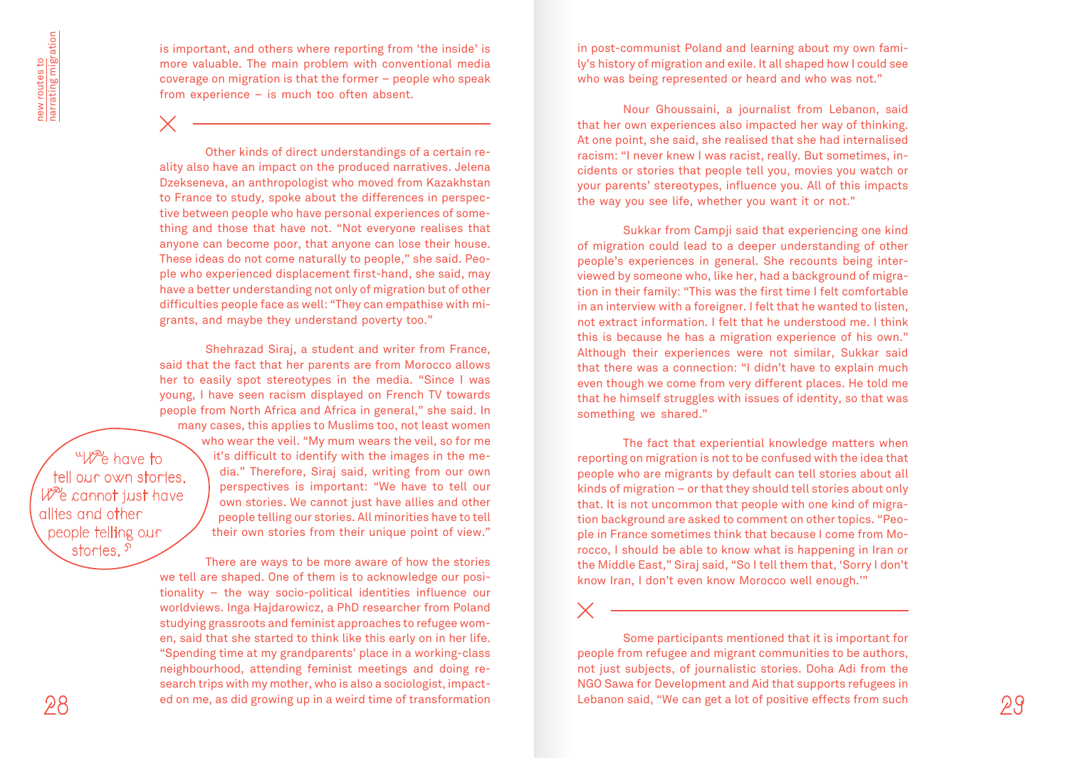is important, and others where reporting from 'the inside' is more valuable. The main problem with conventional media coverage on migration is that the former – people who speak from experience – is much too often absent.

---

Other kinds of direct understandings of a certain reality also have an impact on the produced narratives. Jelena Dzekseneva, an anthropologist who moved from Kazakhstan to France to study, spoke about the differences in perspective between people who have personal experiences of something and those that have not. "Not everyone realises that anyone can become poor, that anyone can lose their house. These ideas do not come naturally to people," she said. People who experienced displacement first-hand, she said, may have a better understanding not only of migration but of other difficulties people face as well: "They can empathise with migrants, and maybe they understand poverty too."

Shehrazad Siraj, a student and writer from France, said that the fact that her parents are from Morocco allows her to easily spot stereotypes in the media. "Since I was young, I have seen racism displayed on French TV towards people from North Africa and Africa in general," she said. In many cases, this applies to Muslims too, not least women who wear the veil. "My mum wears the veil, so for me it's difficult to identify with the images in the media." Therefore, Siraj said, writing from our own perspectives is important: "We have to tell our own stories. We cannot just have allies and other people telling our stories. All minorities have to tell their own stories from their unique point of view."

> "We have to tell our own stories. We cannot just have allies and other people telling our stories."

There are ways to be more aware of how the stories we tell are shaped. One of them is to acknowledge our positionality – the way socio-political identities influence our worldviews. Inga Hajdarowicz, a PhD researcher from Poland studying grassroots and feminist approaches to refugee women, said that she started to think like this early on in her life. "Spending time at my grandparents' place in a working-class neighbourhood, attending feminist meetings and doing research trips with my mother, who is also a sociologist, impacted on me, as did growing up in a weird time of transformation in post-communist Poland and learning about my own family's history of migration and exile. It all shaped how I could see who was being represented or heard and who was not."

Nour Ghoussaini, a journalist from Lebanon, said that her own experiences also impacted her way of thinking. At one point, she said, she realised that she had internalised racism: "I never knew I was racist, really. But sometimes, incidents or stories that people tell you, movies you watch or your parents' stereotypes, influence you. All of this impacts the way you see life, whether you want it or not."

Sukkar from Campji said that experiencing one kind of migration could lead to a deeper understanding of other people's experiences in general. She recounts being interviewed by someone who, like her, had a background of migration in their family: "This was the first time I felt comfortable in an interview with a foreigner. I felt that he wanted to listen, not extract information. I felt that he understood me. I think this is because he has a migration experience of his own." Although their experiences were not similar, Sukkar said that there was a connection: "I didn't have to explain much even though we come from very different places. He told me that he himself struggles with issues of identity, so that was something we shared."

The fact that experiential knowledge matters when reporting on migration is not to be confused with the idea that people who are migrants by default can tell stories about all kinds of migration – or that they should tell stories about only that. It is not uncommon that people with one kind of migration background are asked to comment on other topics. "People in France sometimes think that because I come from Morocco, I should be able to know what is happening in Iran or the Middle East," Siraj said, "So I tell them that, 'Sorry I don't know Iran, I don't even know Morocco well enough.'"

---

Some participants mentioned that it is important for people from refugee and migrant communities to be authors, not just subjects, of journalistic stories. Doha Adi from the NGO Sawa for Development and Aid that supports refugees in Lebanon said, "We can get a lot of positive effects from such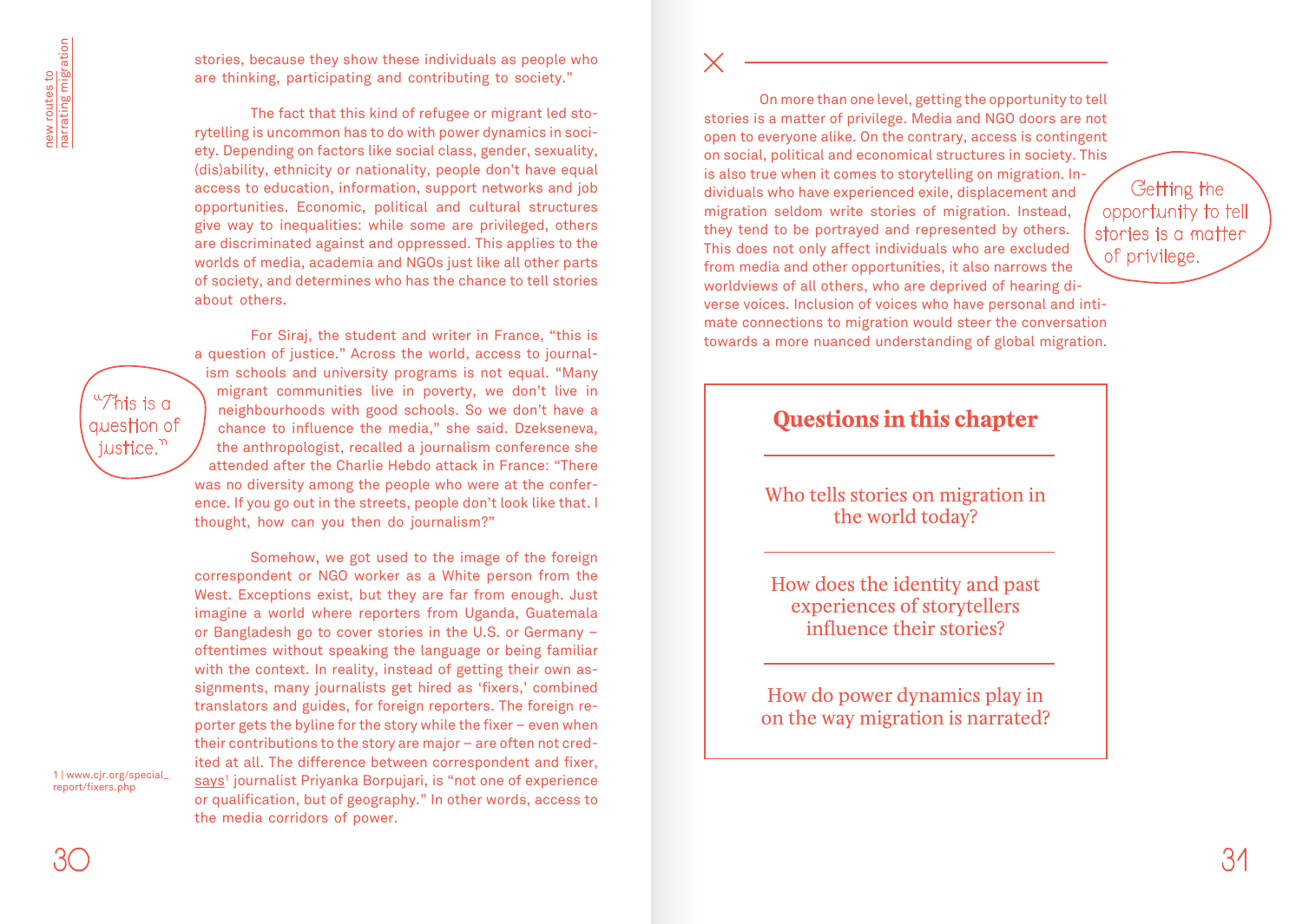stories, because they show these individuals as people who are thinking, participating and contributing to society."

The fact that this kind of refugee or migrant led storytelling is uncommon has to do with power dynamics in society. Depending on factors like social class, gender, sexuality, (dis)ability, ethnicity or nationality, people don't have equal access to education, information, support networks and job opportunities. Economic, political and cultural structures give way to inequalities: while some are privileged, others are discriminated against and oppressed. This applies to the worlds of media, academia and NGOs just like all other parts of society, and determines who has the chance to tell stories about others.

"This is a question of justice."

For Siraj, the student and writer in France, "this is a question of justice." Across the world, access to journalism schools and university programs is not equal. "Many migrant communities live in poverty, we don't live in neighbourhoods with good schools. So we don't have a chance to influence the media," she said. Dzekseneva, the anthropologist, recalled a journalism conference she attended after the Charlie Hebdo attack in France: "There was no diversity among the people who were at the conference. If you go out in the streets, people don't look like that. I thought, how can you then do journalism?"

Somehow, we got used to the image of the foreign correspondent or NGO worker as a White person from the West. Exceptions exist, but they are far from enough. Just imagine a world where reporters from Uganda, Guatemala or Bangladesh go to cover stories in the U.S. or Germany – oftentimes without speaking the language or being familiar with the context. In reality, instead of getting their own assignments, many journalists get hired as 'fixers,' combined translators and guides, for foreign reporters. The foreign reporter gets the byline for the story while the fixer – even when their contributions to the story are major – are often not credited at all. The difference between correspondent and fixer, says[1] journalist Priyanka Borpujari, is "not one of experience or qualification, but of geography." In other words, access to the media corridors of power.

1 | www.cjr.org/special_report/fixers.php

On more than one level, getting the opportunity to tell stories is a matter of privilege. Media and NGO doors are not open to everyone alike. On the contrary, access is contingent on social, political and economical structures in society. This is also true when it comes to storytelling on migration. Individuals who have experienced exile, displacement and migration seldom write stories of migration. Instead, they tend to be portrayed and represented by others. This does not only affect individuals who are excluded from media and other opportunities, it also narrows the worldviews of all others, who are deprived of hearing diverse voices. Inclusion of voices who have personal and intimate connections to migration would steer the conversation towards a more nuanced understanding of global migration.

Getting the opportunity to tell stories is a matter of privilege.

## Questions in this chapter

Who tells stories on migration in the world today?

How does the identity and past experiences of storytellers influence their stories?

How do power dynamics play in on the way migration is narrated?